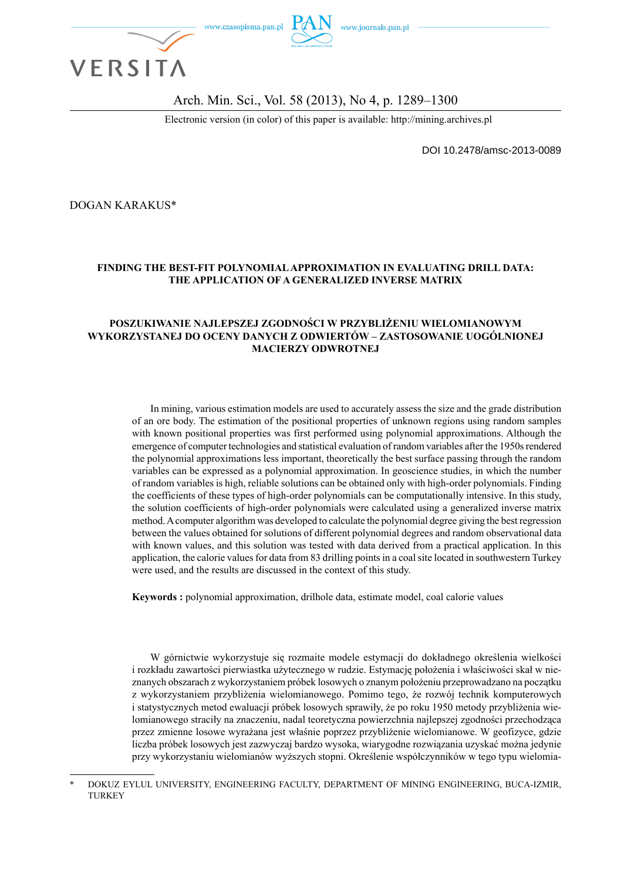DOI 10.2478/amsc-2013-0089

DOGAN KARAKUS*

# FINDING THE BEST-FIT POLYNOMIAL APPROXIMATION IN EVALUATING DRILL DATA: THE APPLICATION OF A GENERALIZED INVERSE MATRIX

# POSZUKIWANIE NAJLEPSZEJ ZGODNOŚCI W PRZYBLIŻENIU WIELOMIANOWYM WYKORZYSTANEJ DO OCENY DANYCH Z ODWIERTÓW – ZASTOSOWANIE UOGÓLNIONEJ MACIERZY ODWROTNEJ

In mining, various estimation models are used to accurately assess the size and the grade distribution of an ore body. The estimation of the positional properties of unknown regions using random samples with known positional properties was first performed using polynomial approximations. Although the emergence of computer technologies and statistical evaluation of random variables after the 1950s rendered the polynomial approximations less important, theoretically the best surface passing through the random variables can be expressed as a polynomial approximation. In geoscience studies, in which the number of random variables is high, reliable solutions can be obtained only with high-order polynomials. Finding the coefficients of these types of high-order polynomials can be computationally intensive. In this study, the solution coefficients of high-order polynomials were calculated using a generalized inverse matrix method. A computer algorithm was developed to calculate the polynomial degree giving the best regression between the values obtained for solutions of different polynomial degrees and random observational data with known values, and this solution was tested with data derived from a practical application. In this application, the calorie values for data from 83 drilling points in a coal site located in southwestern Turkey were used, and the results are discussed in the context of this study.

**Keywords :** polynomial approximation, drilhole data, estimate model, coal calorie values

W górnictwie wykorzystuje się rozmaite modele estymacji do dokładnego określenia wielkości i rozkładu zawartości pierwiastka użytecznego w rudzie. Estymację położenia i właściwości skał w nieznanych obszarach z wykorzystaniem próbek losowych o znanym położeniu przeprowadzano na początku z wykorzystaniem przybliżenia wielomianowego. Pomimo tego, że rozwój technik komputerowych i statystycznych metod ewaluacji próbek losowych sprawiły, że po roku 1950 metody przybliżenia wielomianowego straciły na znaczeniu, nadal teoretyczna powierzchnia najlepszej zgodności przechodząca przez zmienne losowe wyrażana jest właśnie poprzez przybliżenie wielomianowe. W geofizyce, gdzie liczba próbek losowych jest zazwyczaj bardzo wysoka, wiarygodne rozwiązania uzyskać można jedynie przy wykorzystaniu wielomianów wyższych stopni. Określenie współczynników w tego typu wielomia-

---

\* DOKUZ EYLUL UNIVERSITY, ENGINEERING FACULTY, DEPARTMENT OF MINING ENGINEERING, BUCA-IZMIR, TURKEY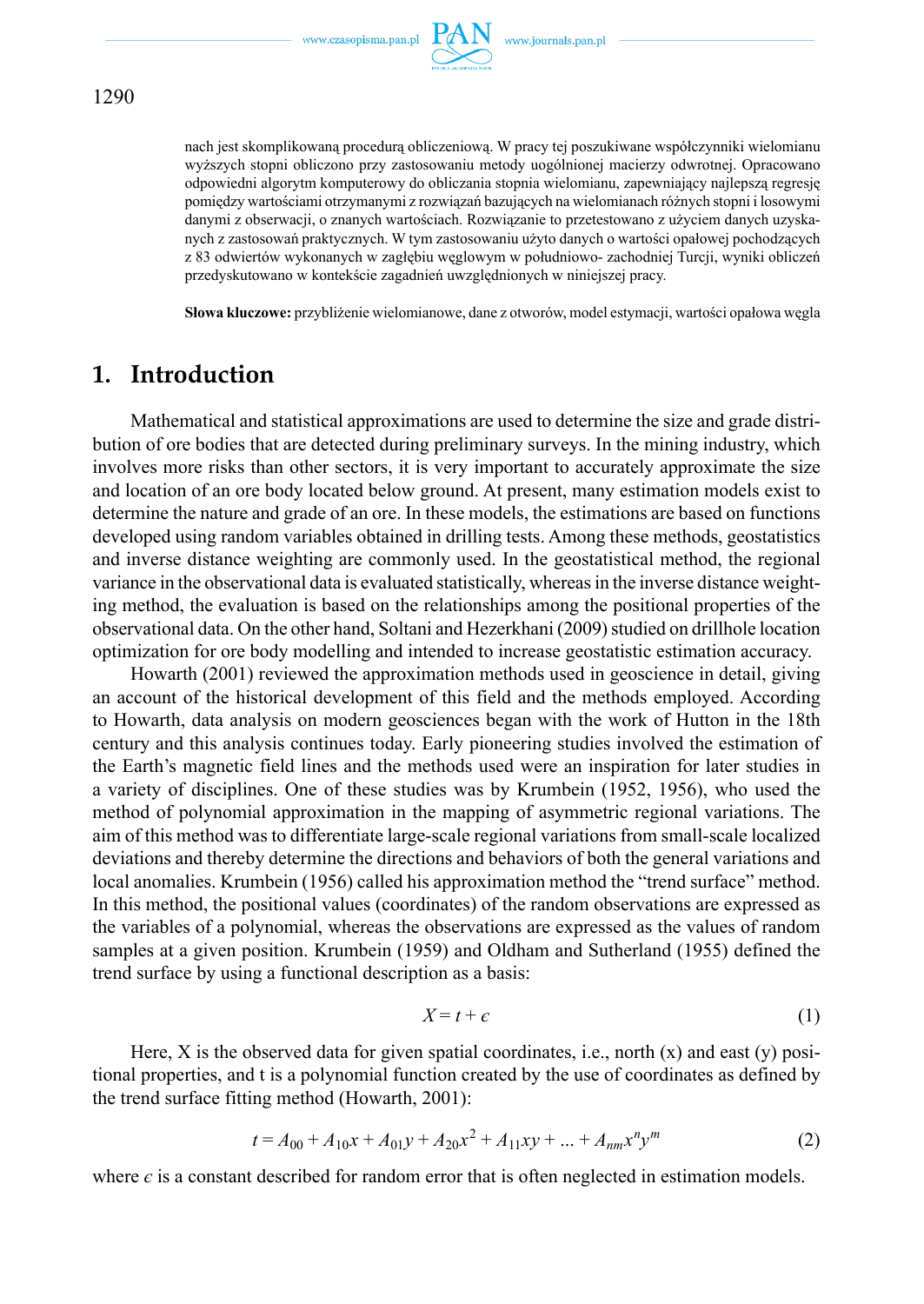nach jest skomplikowaną procedurą obliczeniową. W pracy tej poszukiwane współczynniki wielomianu wyższych stopni obliczono przy zastosowaniu metody uogólnionej macierzy odwrotnej. Opracowano odpowiedni algorytm komputerowy do obliczania stopnia wielomianu, zapewniający najlepszą regresję pomiędzy wartościami otrzymanymi z rozwiązań bazujących na wielomianach różnych stopni i losowymi danymi z obserwacji, o znanych wartościach. Rozwiązanie to przetestowano z użyciem danych uzyskanych z zastosowań praktycznych. W tym zastosowaniu użyto danych o wartości opałowej pochodzących z 83 odwiertów wykonanych w zagłębiu węglowym w południowo- zachodniej Turcji, wyniki obliczeń przedyskutowano w kontekście zagadnień uwzględnionych w niniejszej pracy.

**Słowa kluczowe:** przybliżenie wielomianowe, dane z otworów, model estymacji, wartości opałowa węgla

## 1. Introduction

Mathematical and statistical approximations are used to determine the size and grade distribution of ore bodies that are detected during preliminary surveys. In the mining industry, which involves more risks than other sectors, it is very important to accurately approximate the size and location of an ore body located below ground. At present, many estimation models exist to determine the nature and grade of an ore. In these models, the estimations are based on functions developed using random variables obtained in drilling tests. Among these methods, geostatistics and inverse distance weighting are commonly used. In the geostatistical method, the regional variance in the observational data is evaluated statistically, whereas in the inverse distance weighting method, the evaluation is based on the relationships among the positional properties of the observational data. On the other hand, Soltani and Hezerkhani (2009) studied on drillhole location optimization for ore body modelling and intended to increase geostatistic estimation accuracy.

Howarth (2001) reviewed the approximation methods used in geoscience in detail, giving an account of the historical development of this field and the methods employed. According to Howarth, data analysis on modern geosciences began with the work of Hutton in the 18th century and this analysis continues today. Early pioneering studies involved the estimation of the Earth's magnetic field lines and the methods used were an inspiration for later studies in a variety of disciplines. One of these studies was by Krumbein (1952, 1956), who used the method of polynomial approximation in the mapping of asymmetric regional variations. The aim of this method was to differentiate large-scale regional variations from small-scale localized deviations and thereby determine the directions and behaviors of both the general variations and local anomalies. Krumbein (1956) called his approximation method the "trend surface" method. In this method, the positional values (coordinates) of the random observations are expressed as the variables of a polynomial, whereas the observations are expressed as the values of random samples at a given position. Krumbein (1959) and Oldham and Sutherland (1955) defined the trend surface by using a functional description as a basis:

$$X = t + \epsilon \tag{1}$$

Here, X is the observed data for given spatial coordinates, i.e., north (x) and east (y) positional properties, and t is a polynomial function created by the use of coordinates as defined by the trend surface fitting method (Howarth, 2001):

$$t = A_{00} + A_{10}x + A_{01}y + A_{20}x^2 + A_{11}xy + \ldots + A_{nm}x^n y^m \tag{2}$$

where $\epsilon$ is a constant described for random error that is often neglected in estimation models.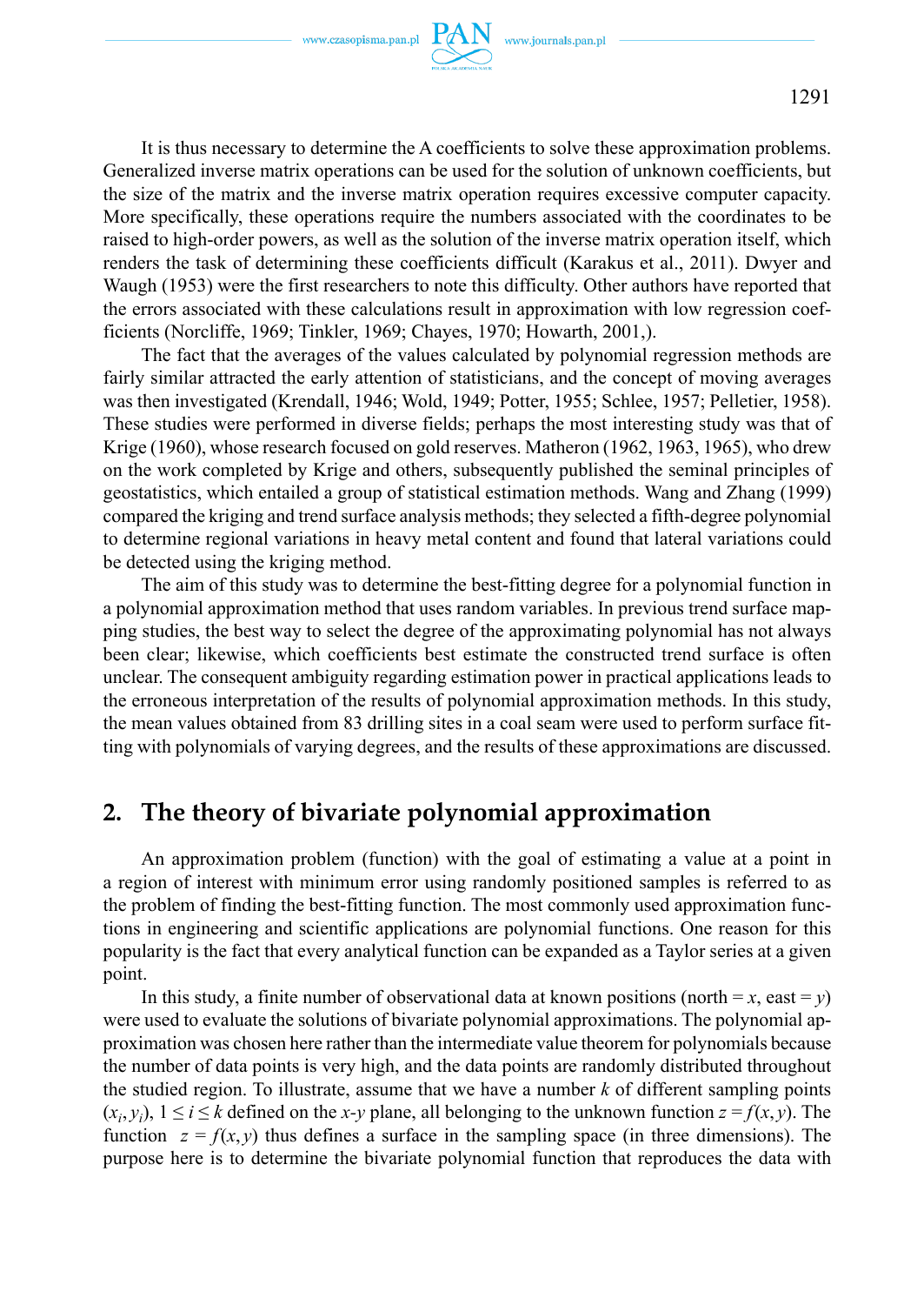It is thus necessary to determine the A coefficients to solve these approximation problems. Generalized inverse matrix operations can be used for the solution of unknown coefficients, but the size of the matrix and the inverse matrix operation requires excessive computer capacity. More specifically, these operations require the numbers associated with the coordinates to be raised to high-order powers, as well as the solution of the inverse matrix operation itself, which renders the task of determining these coefficients difficult (Karakus et al., 2011). Dwyer and Waugh (1953) were the first researchers to note this difficulty. Other authors have reported that the errors associated with these calculations result in approximation with low regression coefficients (Norcliffe, 1969; Tinkler, 1969; Chayes, 1970; Howarth, 2001,).

The fact that the averages of the values calculated by polynomial regression methods are fairly similar attracted the early attention of statisticians, and the concept of moving averages was then investigated (Krendall, 1946; Wold, 1949; Potter, 1955; Schlee, 1957; Pelletier, 1958). These studies were performed in diverse fields; perhaps the most interesting study was that of Krige (1960), whose research focused on gold reserves. Matheron (1962, 1963, 1965), who drew on the work completed by Krige and others, subsequently published the seminal principles of geostatistics, which entailed a group of statistical estimation methods. Wang and Zhang (1999) compared the kriging and trend surface analysis methods; they selected a fifth-degree polynomial to determine regional variations in heavy metal content and found that lateral variations could be detected using the kriging method.

The aim of this study was to determine the best-fitting degree for a polynomial function in a polynomial approximation method that uses random variables. In previous trend surface mapping studies, the best way to select the degree of the approximating polynomial has not always been clear; likewise, which coefficients best estimate the constructed trend surface is often unclear. The consequent ambiguity regarding estimation power in practical applications leads to the erroneous interpretation of the results of polynomial approximation methods. In this study, the mean values obtained from 83 drilling sites in a coal seam were used to perform surface fitting with polynomials of varying degrees, and the results of these approximations are discussed.

## 2. The theory of bivariate polynomial approximation

An approximation problem (function) with the goal of estimating a value at a point in a region of interest with minimum error using randomly positioned samples is referred to as the problem of finding the best-fitting function. The most commonly used approximation functions in engineering and scientific applications are polynomial functions. One reason for this popularity is the fact that every analytical function can be expanded as a Taylor series at a given point.

In this study, a finite number of observational data at known positions (north = $x$, east = $y$) were used to evaluate the solutions of bivariate polynomial approximations. The polynomial approximation was chosen here rather than the intermediate value theorem for polynomials because the number of data points is very high, and the data points are randomly distributed throughout the studied region. To illustrate, assume that we have a number $k$ of different sampling points $(x_i, y_i)$, $1 \leq i \leq k$ defined on the $x$-$y$ plane, all belonging to the unknown function $z = f(x, y)$. The function $z = f(x, y)$ thus defines a surface in the sampling space (in three dimensions). The purpose here is to determine the bivariate polynomial function that reproduces the data with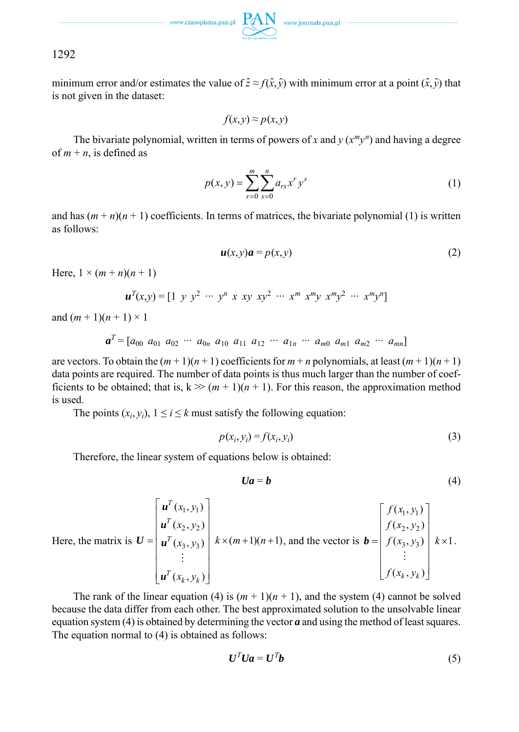minimum error and/or estimates the value of $\hat{z} \approx f(\hat{x}, \hat{y})$ with minimum error at a point $(\hat{x}, \hat{y})$ that is not given in the dataset:

$$f(x,y) \approx p(x,y)$$

The bivariate polynomial, written in terms of powers of $x$ and $y$ $(x^m y^n)$ and having a degree of $m + n$, is defined as

$$p(x,y) = \sum_{r=0}^{m} \sum_{s=0}^{n} a_{rs} x^r y^s \tag{1}$$

and has $(m + n)(n + 1)$ coefficients. In terms of matrices, the bivariate polynomial (1) is written as follows:

$$\boldsymbol{u}(x,y)\boldsymbol{a} = p(x,y) \tag{2}$$

Here, $1 \times (m + n)(n + 1)$

$$\boldsymbol{u}^T(x,y) = [1 \;\; y \;\; y^2 \;\; \cdots \;\; y^n \;\; x \;\; xy \;\; xy^2 \;\; \cdots \;\; x^m \;\; x^m y \;\; x^m y^2 \;\; \cdots \;\; x^m y^n]$$

and $(m + 1)(n + 1) \times 1$

$$\boldsymbol{a}^T = [a_{00} \;\; a_{01} \;\; a_{02} \;\; \cdots \;\; a_{0n} \;\; a_{10} \;\; a_{11} \;\; a_{12} \;\; \cdots \;\; a_{1n} \;\; \cdots \;\; a_{m0} \;\; a_{m1} \;\; a_{m2} \;\; \cdots \;\; a_{mn}]$$

are vectors. To obtain the $(m + 1)(n + 1)$ coefficients for $m + n$ polynomials, at least $(m + 1)(n + 1)$ data points are required. The number of data points is thus much larger than the number of coefficients to be obtained; that is, $k \gg (m + 1)(n + 1)$. For this reason, the approximation method is used.

The points $(x_i, y_i)$, $1 \leq i \leq k$ must satisfy the following equation:

$$p(x_i, y_i) = f(x_i, y_i) \tag{3}$$

Therefore, the linear system of equations below is obtained:

$$\boldsymbol{Ua} = \boldsymbol{b} \tag{4}$$

Here, the matrix is $\boldsymbol{U} = \begin{bmatrix} \boldsymbol{u}^T(x_1, y_1) \\ \boldsymbol{u}^T(x_2, y_2) \\ \boldsymbol{u}^T(x_3, y_3) \\ \vdots \\ \boldsymbol{u}^T(x_k, y_k) \end{bmatrix} k \times (m+1)(n+1)$, and the vector is $\boldsymbol{b} = \begin{bmatrix} f(x_1, y_1) \\ f(x_2, y_2) \\ f(x_3, y_3) \\ \vdots \\ f(x_k, y_k) \end{bmatrix} k \times 1$.

The rank of the linear equation (4) is $(m + 1)(n + 1)$, and the system (4) cannot be solved because the data differ from each other. The best approximated solution to the unsolvable linear equation system (4) is obtained by determining the vector $\boldsymbol{a}$ and using the method of least squares. The equation normal to (4) is obtained as follows:

$$\boldsymbol{U}^T\boldsymbol{Ua} = \boldsymbol{U}^T\boldsymbol{b} \tag{5}$$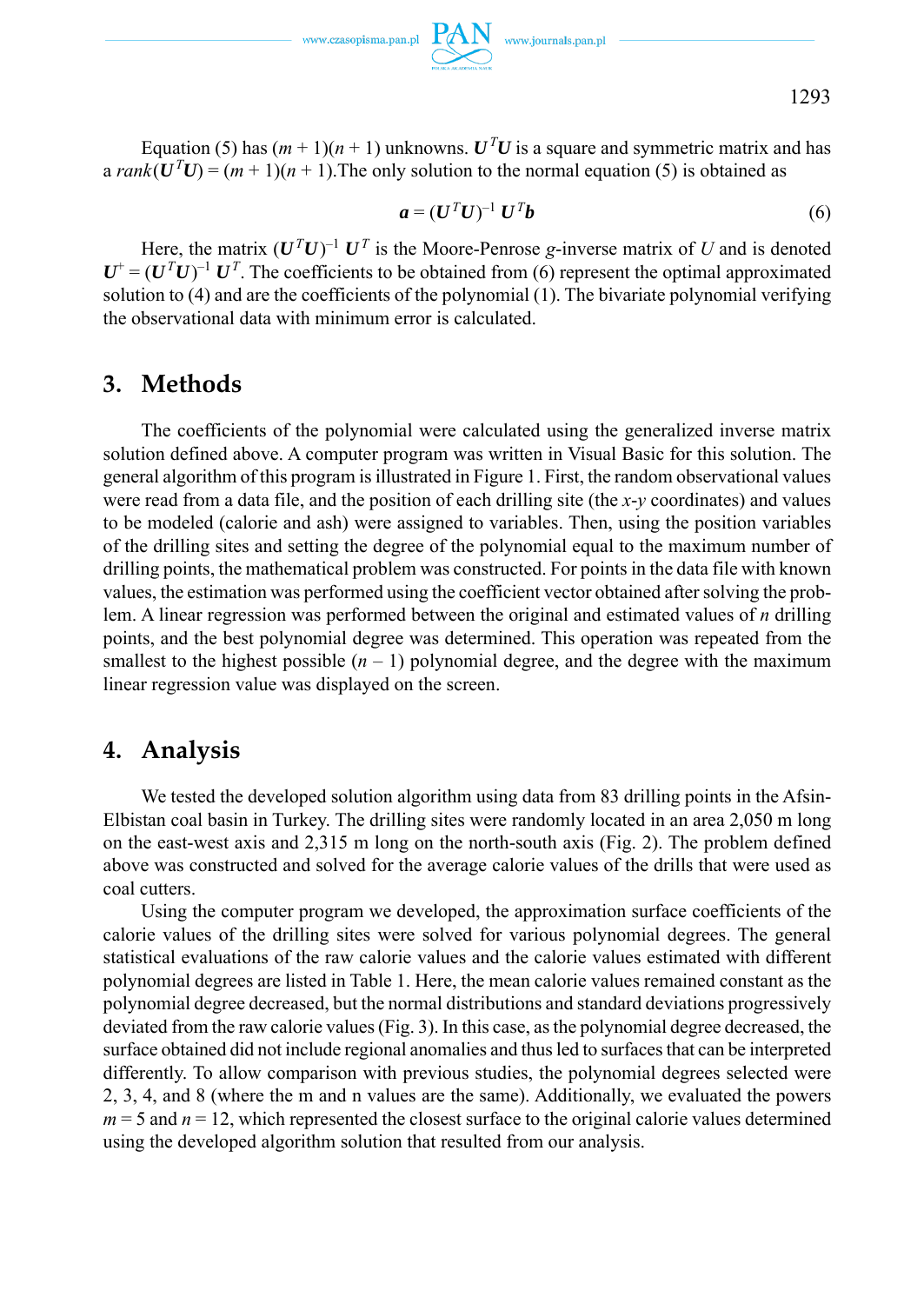Equation (5) has $(m + 1)(n + 1)$ unknowns. $\boldsymbol{U}^T\boldsymbol{U}$ is a square and symmetric matrix and has a $rank(\boldsymbol{U}^T\boldsymbol{U}) = (m + 1)(n + 1)$.The only solution to the normal equation (5) is obtained as

$$\boldsymbol{a} = (\boldsymbol{U}^T\boldsymbol{U})^{-1}\,\boldsymbol{U}^T\boldsymbol{b} \tag{6}$$

Here, the matrix $(\boldsymbol{U}^T\boldsymbol{U})^{-1}\,\boldsymbol{U}^T$ is the Moore-Penrose $g$-inverse matrix of $U$ and is denoted $\boldsymbol{U}^+ = (\boldsymbol{U}^T\boldsymbol{U})^{-1}\,\boldsymbol{U}^T$. The coefficients to be obtained from (6) represent the optimal approximated solution to (4) and are the coefficients of the polynomial (1). The bivariate polynomial verifying the observational data with minimum error is calculated.

## 3. Methods

The coefficients of the polynomial were calculated using the generalized inverse matrix solution defined above. A computer program was written in Visual Basic for this solution. The general algorithm of this program is illustrated in Figure 1. First, the random observational values were read from a data file, and the position of each drilling site (the $x$-$y$ coordinates) and values to be modeled (calorie and ash) were assigned to variables. Then, using the position variables of the drilling sites and setting the degree of the polynomial equal to the maximum number of drilling points, the mathematical problem was constructed. For points in the data file with known values, the estimation was performed using the coefficient vector obtained after solving the problem. A linear regression was performed between the original and estimated values of $n$ drilling points, and the best polynomial degree was determined. This operation was repeated from the smallest to the highest possible $(n - 1)$ polynomial degree, and the degree with the maximum linear regression value was displayed on the screen.

## 4. Analysis

We tested the developed solution algorithm using data from 83 drilling points in the Afsin-Elbistan coal basin in Turkey. The drilling sites were randomly located in an area 2,050 m long on the east-west axis and 2,315 m long on the north-south axis (Fig. 2). The problem defined above was constructed and solved for the average calorie values of the drills that were used as coal cutters.

Using the computer program we developed, the approximation surface coefficients of the calorie values of the drilling sites were solved for various polynomial degrees. The general statistical evaluations of the raw calorie values and the calorie values estimated with different polynomial degrees are listed in Table 1. Here, the mean calorie values remained constant as the polynomial degree decreased, but the normal distributions and standard deviations progressively deviated from the raw calorie values (Fig. 3). In this case, as the polynomial degree decreased, the surface obtained did not include regional anomalies and thus led to surfaces that can be interpreted differently. To allow comparison with previous studies, the polynomial degrees selected were 2, 3, 4, and 8 (where the m and n values are the same). Additionally, we evaluated the powers $m = 5$ and $n = 12$, which represented the closest surface to the original calorie values determined using the developed algorithm solution that resulted from our analysis.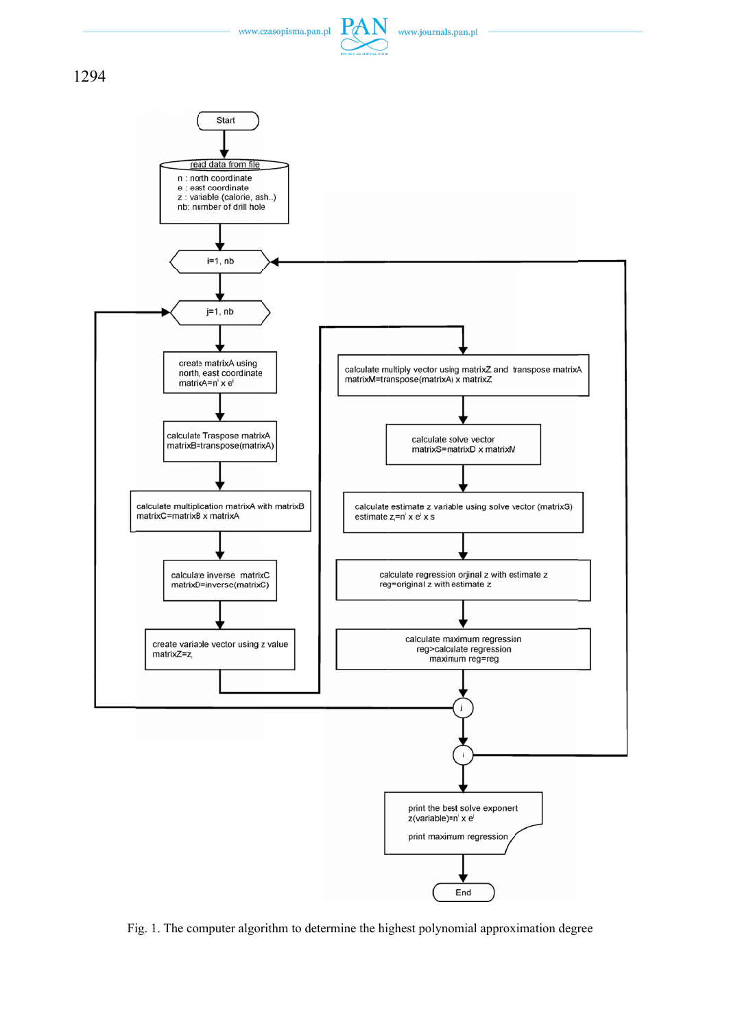Start

read data from file
n : north coordinate
e : east coordinate
z : variable (calorie, ash..)
nb: number of drill hole

i=1, nb

j=1, nb

create matrixA using north, east coordinate matrixA=$n^i \times e^j$

calculate Traspose matrixA matrixB=transpose(matrixA)

calculate multiplication matrixA with matrixB matrixC=matrixB x matrixA

calculate inverse matrixC matrixD=inverse(matrixC)

create variable vector using z value matrixZ=$z_i$

calculate multiply vector using matrixZ and transpose matrixA matrixM=transpose(matrixA) x matrixZ

calculate solve vector matrixS=matrixD x matrixM

calculate estimate z variable using solve vector (matrixS) estimate $z_i=n^i \times e^j \times s$

calculate regression orjinal z with estimate z reg=original z with estimate z

calculate maximum regression reg>calculate regression maximum reg=reg

j

i

print the best solve exponent z(variable)=$n^i \times e^j$

print maximum regression

End

Fig. 1. The computer algorithm to determine the highest polynomial approximation degree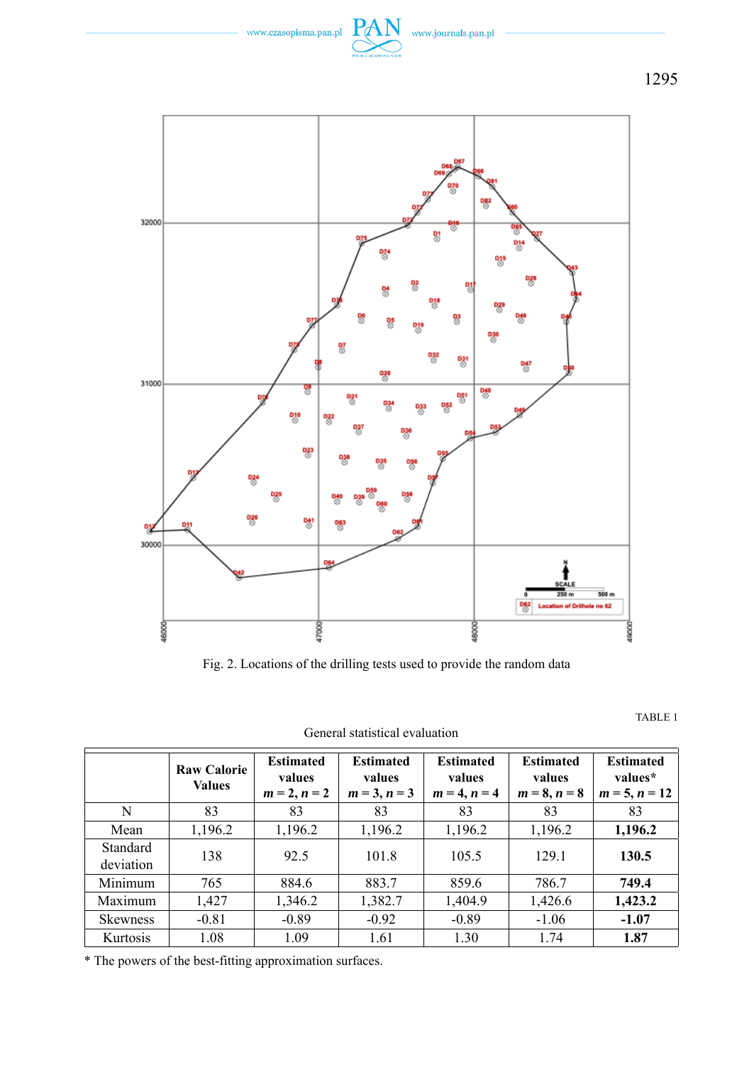Fig. 2. Locations of the drilling tests used to provide the random data

TABLE 1

General statistical evaluation

| | Raw Calorie Values | Estimated values $m = 2, n = 2$ | Estimated values $m = 3, n = 3$ | Estimated values $m = 4, n = 4$ | Estimated values $m = 8, n = 8$ | Estimated values* $m = 5, n = 12$ |
|---|---|---|---|---|---|---|
| N | 83 | 83 | 83 | 83 | 83 | 83 |
| Mean | 1,196.2 | 1,196.2 | 1,196.2 | 1,196.2 | 1,196.2 | **1,196.2** |
| Standard deviation | 138 | 92.5 | 101.8 | 105.5 | 129.1 | **130.5** |
| Minimum | 765 | 884.6 | 883.7 | 859.6 | 786.7 | **749.4** |
| Maximum | 1,427 | 1,346.2 | 1,382.7 | 1,404.9 | 1,426.6 | **1,423.2** |
| Skewness | -0.81 | -0.89 | -0.92 | -0.89 | -1.06 | **-1.07** |
| Kurtosis | 1.08 | 1.09 | 1.61 | 1.30 | 1.74 | **1.87** |

* The powers of the best-fitting approximation surfaces.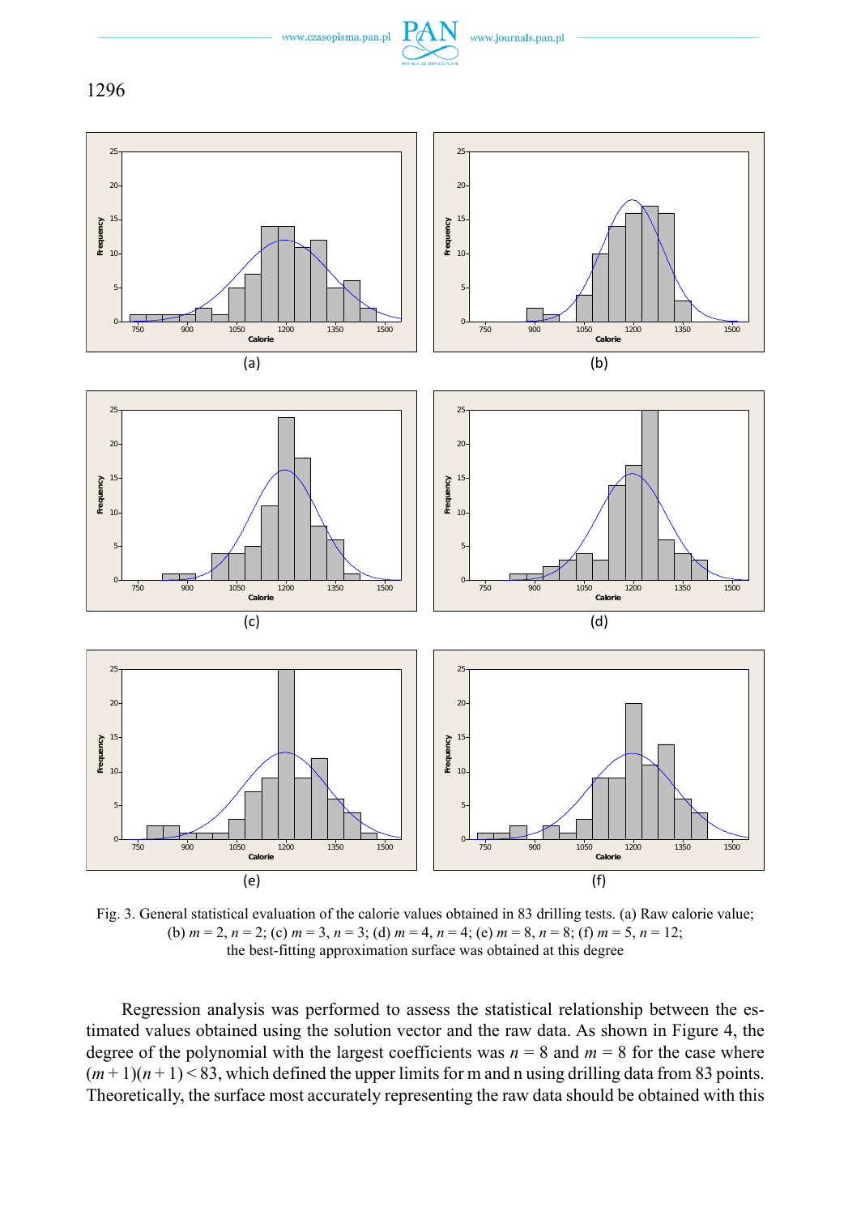Fig. 3. General statistical evaluation of the calorie values obtained in 83 drilling tests. (a) Raw calorie value; (b) $m = 2$, $n = 2$; (c) $m = 3$, $n = 3$; (d) $m = 4$, $n = 4$; (e) $m = 8$, $n = 8$; (f) $m = 5$, $n = 12$; the best-fitting approximation surface was obtained at this degree

Regression analysis was performed to assess the statistical relationship between the estimated values obtained using the solution vector and the raw data. As shown in Figure 4, the degree of the polynomial with the largest coefficients was $n = 8$ and $m = 8$ for the case where $(m + 1)(n + 1) < 83$, which defined the upper limits for m and n using drilling data from 83 points. Theoretically, the surface most accurately representing the raw data should be obtained with this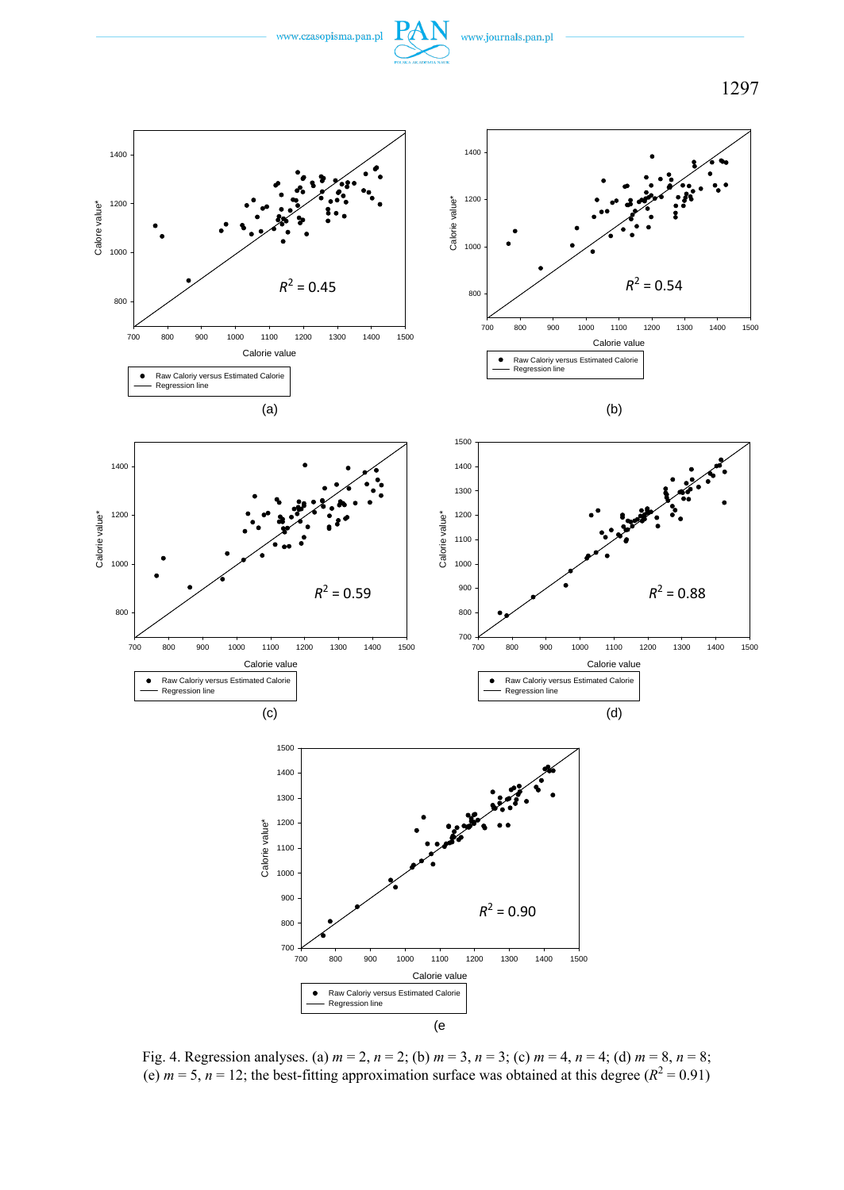Fig. 4. Regression analyses. (a) $m = 2$, $n = 2$; (b) $m = 3$, $n = 3$; (c) $m = 4$, $n = 4$; (d) $m = 8$, $n = 8$; (e) $m = 5$, $n = 12$; the best-fitting approximation surface was obtained at this degree ($R^2 = 0.91$)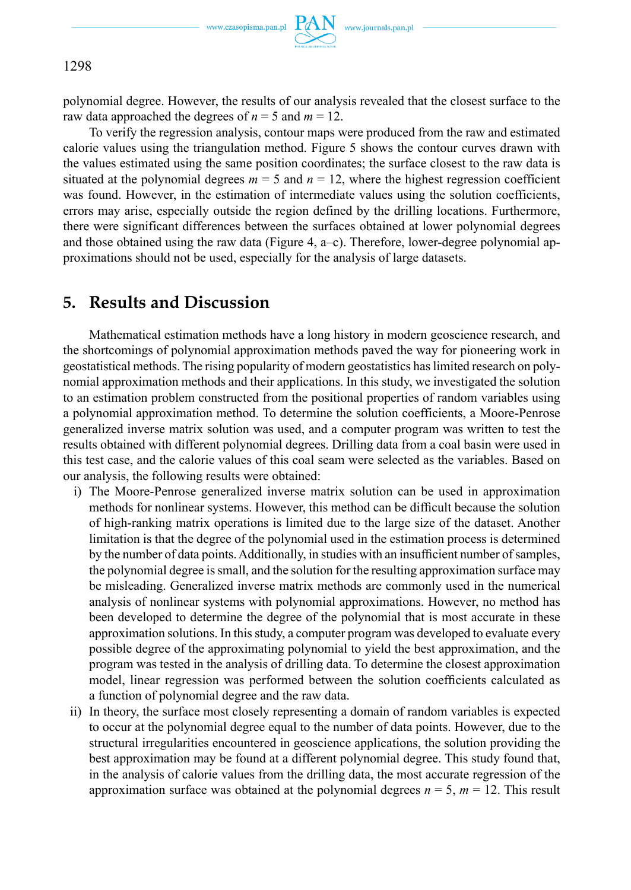polynomial degree. However, the results of our analysis revealed that the closest surface to the raw data approached the degrees of $n = 5$ and $m = 12$.

To verify the regression analysis, contour maps were produced from the raw and estimated calorie values using the triangulation method. Figure 5 shows the contour curves drawn with the values estimated using the same position coordinates; the surface closest to the raw data is situated at the polynomial degrees $m = 5$ and $n = 12$, where the highest regression coefficient was found. However, in the estimation of intermediate values using the solution coefficients, errors may arise, especially outside the region defined by the drilling locations. Furthermore, there were significant differences between the surfaces obtained at lower polynomial degrees and those obtained using the raw data (Figure 4, a–c). Therefore, lower-degree polynomial approximations should not be used, especially for the analysis of large datasets.

## 5. Results and Discussion

Mathematical estimation methods have a long history in modern geoscience research, and the shortcomings of polynomial approximation methods paved the way for pioneering work in geostatistical methods. The rising popularity of modern geostatistics has limited research on polynomial approximation methods and their applications. In this study, we investigated the solution to an estimation problem constructed from the positional properties of random variables using a polynomial approximation method. To determine the solution coefficients, a Moore-Penrose generalized inverse matrix solution was used, and a computer program was written to test the results obtained with different polynomial degrees. Drilling data from a coal basin were used in this test case, and the calorie values of this coal seam were selected as the variables. Based on our analysis, the following results were obtained:

i) The Moore-Penrose generalized inverse matrix solution can be used in approximation methods for nonlinear systems. However, this method can be difficult because the solution of high-ranking matrix operations is limited due to the large size of the dataset. Another limitation is that the degree of the polynomial used in the estimation process is determined by the number of data points. Additionally, in studies with an insufficient number of samples, the polynomial degree is small, and the solution for the resulting approximation surface may be misleading. Generalized inverse matrix methods are commonly used in the numerical analysis of nonlinear systems with polynomial approximations. However, no method has been developed to determine the degree of the polynomial that is most accurate in these approximation solutions. In this study, a computer program was developed to evaluate every possible degree of the approximating polynomial to yield the best approximation, and the program was tested in the analysis of drilling data. To determine the closest approximation model, linear regression was performed between the solution coefficients calculated as a function of polynomial degree and the raw data.

ii) In theory, the surface most closely representing a domain of random variables is expected to occur at the polynomial degree equal to the number of data points. However, due to the structural irregularities encountered in geoscience applications, the solution providing the best approximation may be found at a different polynomial degree. This study found that, in the analysis of calorie values from the drilling data, the most accurate regression of the approximation surface was obtained at the polynomial degrees $n = 5$, $m = 12$. This result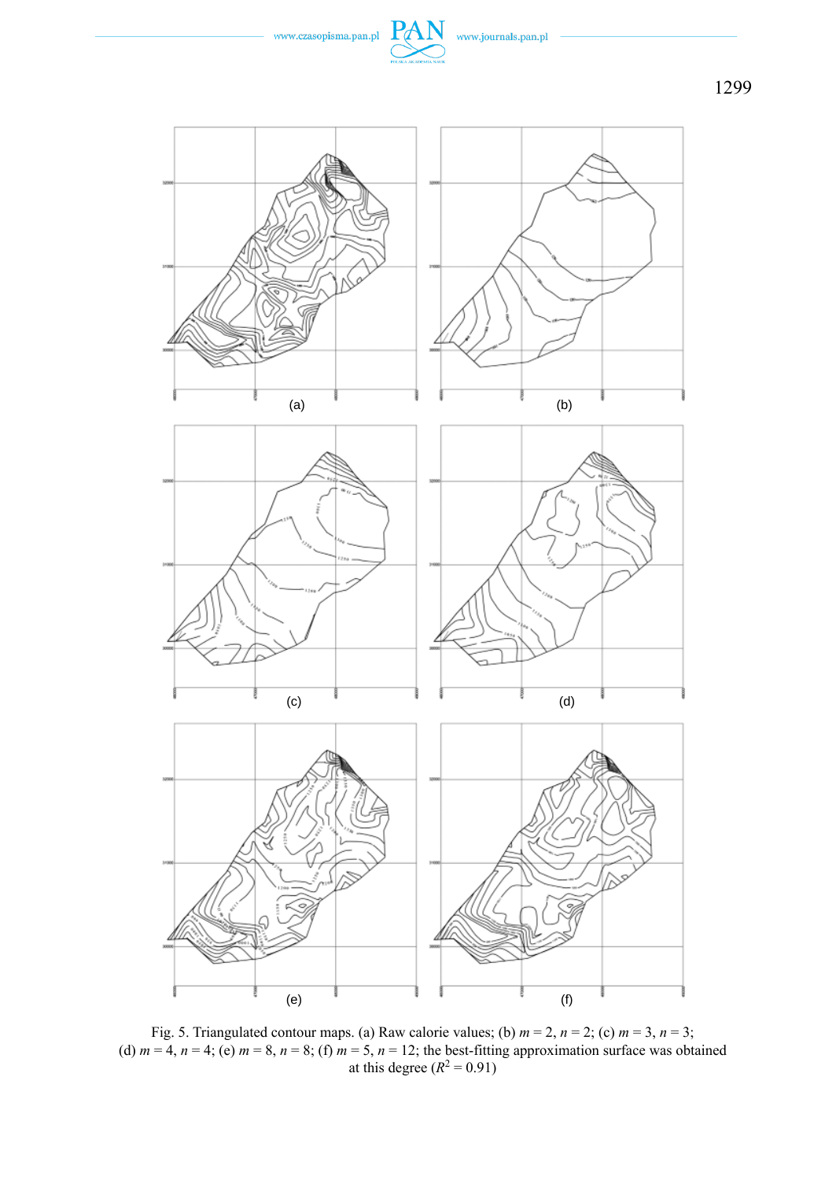(a)

(b)

(c)

(d)

(e)

(f)

Fig. 5. Triangulated contour maps. (a) Raw calorie values; (b) $m = 2$, $n = 2$; (c) $m = 3$, $n = 3$; (d) $m = 4$, $n = 4$; (e) $m = 8$, $n = 8$; (f) $m = 5$, $n = 12$; the best-fitting approximation surface was obtained at this degree ($R^2 = 0.91$)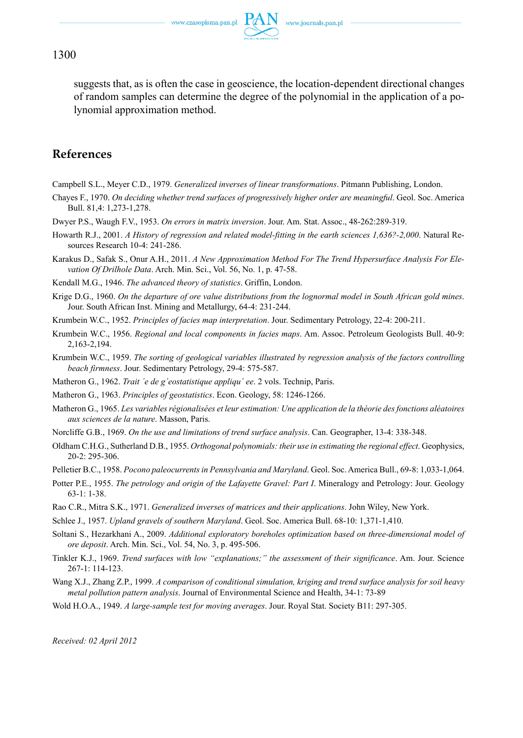suggests that, as is often the case in geoscience, the location-dependent directional changes of random samples can determine the degree of the polynomial in the application of a polynomial approximation method.

## References

Campbell S.L., Meyer C.D., 1979. *Generalized inverses of linear transformations*. Pitmann Publishing, London.

Chayes F., 1970. *On deciding whether trend surfaces of progressively higher order are meaningful*. Geol. Soc. America Bull. 81,4: 1,273-1,278.

Dwyer P.S., Waugh F.V., 1953. *On errors in matrix inversion*. Jour. Am. Stat. Assoc., 48-262:289-319.

Howarth R.J., 2001. *A History of regression and related model-fitting in the earth sciences 1,636?-2,000*. Natural Resources Research 10-4: 241-286.

Karakus D., Safak S., Onur A.H., 2011. *A New Approximation Method For The Trend Hypersurface Analysis For Elevation Of Drilhole Data*. Arch. Min. Sci., Vol. 56, No. 1, p. 47-58.

Kendall M.G., 1946. *The advanced theory of statistics*. Griffin, London.

Krige D.G., 1960. *On the departure of ore value distributions from the lognormal model in South African gold mines*. Jour. South African Inst. Mining and Metallurgy, 64-4: 231-244.

Krumbein W.C., 1952. *Principles of facies map interpretation*. Jour. Sedimentary Petrology, 22-4: 200-211.

Krumbein W.C., 1956. *Regional and local components in facies maps*. Am. Assoc. Petroleum Geologists Bull. 40-9: 2,163-2,194.

Krumbein W.C., 1959. *The sorting of geological variables illustrated by regression analysis of the factors controlling beach firmness*. Jour. Sedimentary Petrology, 29-4: 575-587.

Matheron G., 1962. *Trait ´e de g´eostatistique appliqu´ ee*. 2 vols. Technip, Paris.

Matheron G., 1963. *Principles of geostatistics*. Econ. Geology, 58: 1246-1266.

Matheron G., 1965. *Les variables régionalisées et leur estimation: Une application de la théorie des fonctions aléatoires aux sciences de la nature*. Masson, Paris.

Norcliffe G.B., 1969. *On the use and limitations of trend surface analysis*. Can. Geographer, 13-4: 338-348.

Oldham C.H.G., Sutherland D.B., 1955. *Orthogonal polynomials: their use in estimating the regional effect*. Geophysics, 20-2: 295-306.

Pelletier B.C., 1958. *Pocono paleocurrents in Pennsylvania and Maryland*. Geol. Soc. America Bull., 69-8: 1,033-1,064.

Potter P.E., 1955. *The petrology and origin of the Lafayette Gravel: Part I*. Mineralogy and Petrology: Jour. Geology 63-1: 1-38.

Rao C.R., Mitra S.K., 1971. *Generalized inverses of matrices and their applications*. John Wiley, New York.

Schlee J., 1957. *Upland gravels of southern Maryland*. Geol. Soc. America Bull. 68-10: 1,371-1,410.

Soltani S., Hezarkhani A., 2009. *Additional exploratory boreholes optimization based on three-dimensional model of ore deposit*. Arch. Min. Sci., Vol. 54, No. 3, p. 495-506.

Tinkler K.J., 1969. *Trend surfaces with low "explanations;" the assessment of their significance*. Am. Jour. Science 267-1: 114-123.

Wang X.J., Zhang Z.P., 1999. *A comparison of conditional simulation, kriging and trend surface analysis for soil heavy metal pollution pattern analysis*. Journal of Environmental Science and Health, 34-1: 73-89

Wold H.O.A., 1949. *A large-sample test for moving averages*. Jour. Royal Stat. Society B11: 297-305.

*Received: 02 April 2012*